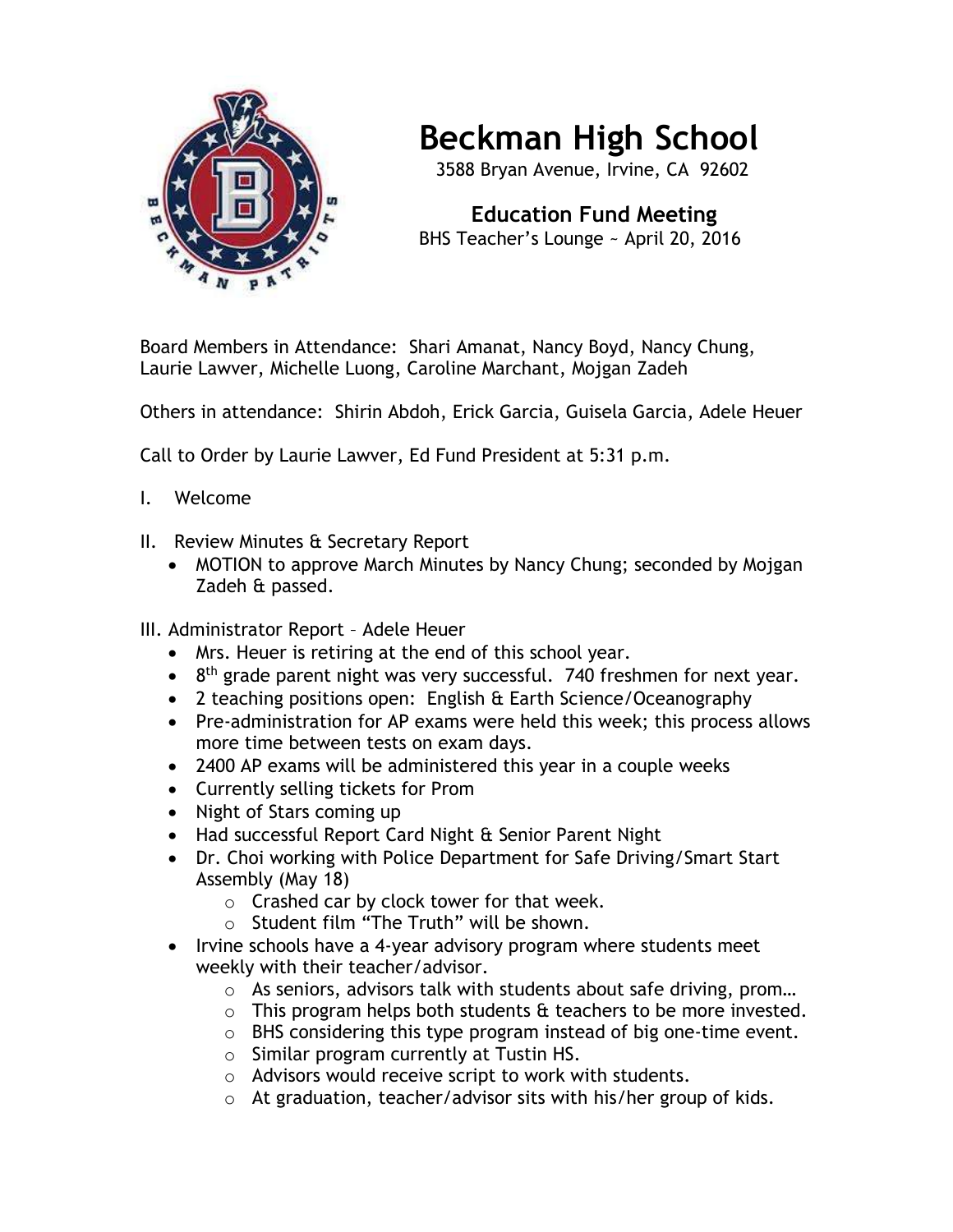# Beckman High School

3588 Bryan Avenue, Irvine, CA 92602

## Education Fund Meeting

BHS Teacher's Lounge ~ April 20, 2016

Board Members in Attendance: Shari Amanat, Nancy Boyd, Nancy Chung, Laurie Lawver, Michelle Luong, Caroline Marchant, Mojgan Zadeh

Others in attendance: Shirin Abdoh, Erick Garcia, Guisela Garcia, Adele Heuer

Call to Order by Laurie Lawver, Ed Fund President at 5:31 p.m.

I. Welcome

II. Review Minutes & Secretary Report
- MOTION to approve March Minutes by Nancy Chung; seconded by Mojgan Zadeh & passed.

III. Administrator Report – Adele Heuer
- Mrs. Heuer is retiring at the end of this school year.
- 8th grade parent night was very successful. 740 freshmen for next year.
- 2 teaching positions open: English & Earth Science/Oceanography
- Pre-administration for AP exams were held this week; this process allows more time between tests on exam days.
- 2400 AP exams will be administered this year in a couple weeks
- Currently selling tickets for Prom
- Night of Stars coming up
- Had successful Report Card Night & Senior Parent Night
- Dr. Choi working with Police Department for Safe Driving/Smart Start Assembly (May 18)
  - Crashed car by clock tower for that week.
  - Student film "The Truth" will be shown.
- Irvine schools have a 4-year advisory program where students meet weekly with their teacher/advisor.
  - As seniors, advisors talk with students about safe driving, prom…
  - This program helps both students & teachers to be more invested.
  - BHS considering this type program instead of big one-time event.
  - Similar program currently at Tustin HS.
  - Advisors would receive script to work with students.
  - At graduation, teacher/advisor sits with his/her group of kids.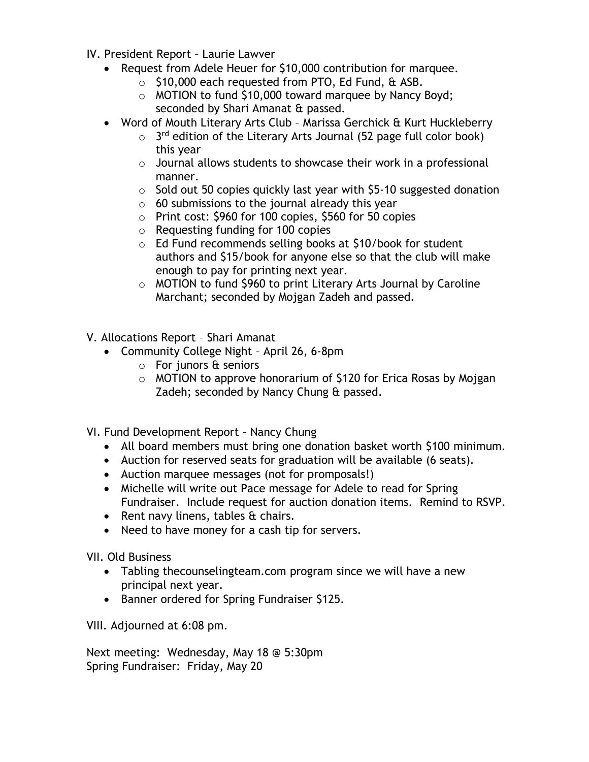IV. President Report – Laurie Lawver

- Request from Adele Heuer for $10,000 contribution for marquee.
  - $10,000 each requested from PTO, Ed Fund, & ASB.
  - MOTION to fund $10,000 toward marquee by Nancy Boyd; seconded by Shari Amanat & passed.
- Word of Mouth Literary Arts Club – Marissa Gerchick & Kurt Huckleberry
  - 3rd edition of the Literary Arts Journal (52 page full color book) this year
  - Journal allows students to showcase their work in a professional manner.
  - Sold out 50 copies quickly last year with $5-10 suggested donation
  - 60 submissions to the journal already this year
  - Print cost: $960 for 100 copies, $560 for 50 copies
  - Requesting funding for 100 copies
  - Ed Fund recommends selling books at $10/book for student authors and $15/book for anyone else so that the club will make enough to pay for printing next year.
  - MOTION to fund $960 to print Literary Arts Journal by Caroline Marchant; seconded by Mojgan Zadeh and passed.

V. Allocations Report – Shari Amanat

- Community College Night – April 26, 6-8pm
  - For junors & seniors
  - MOTION to approve honorarium of $120 for Erica Rosas by Mojgan Zadeh; seconded by Nancy Chung & passed.

VI. Fund Development Report – Nancy Chung

- All board members must bring one donation basket worth $100 minimum.
- Auction for reserved seats for graduation will be available (6 seats).
- Auction marquee messages (not for promposals!)
- Michelle will write out Pace message for Adele to read for Spring Fundraiser. Include request for auction donation items. Remind to RSVP.
- Rent navy linens, tables & chairs.
- Need to have money for a cash tip for servers.

VII. Old Business

- Tabling thecounselingteam.com program since we will have a new principal next year.
- Banner ordered for Spring Fundraiser $125.

VIII. Adjourned at 6:08 pm.

Next meeting: Wednesday, May 18 @ 5:30pm
Spring Fundraiser: Friday, May 20